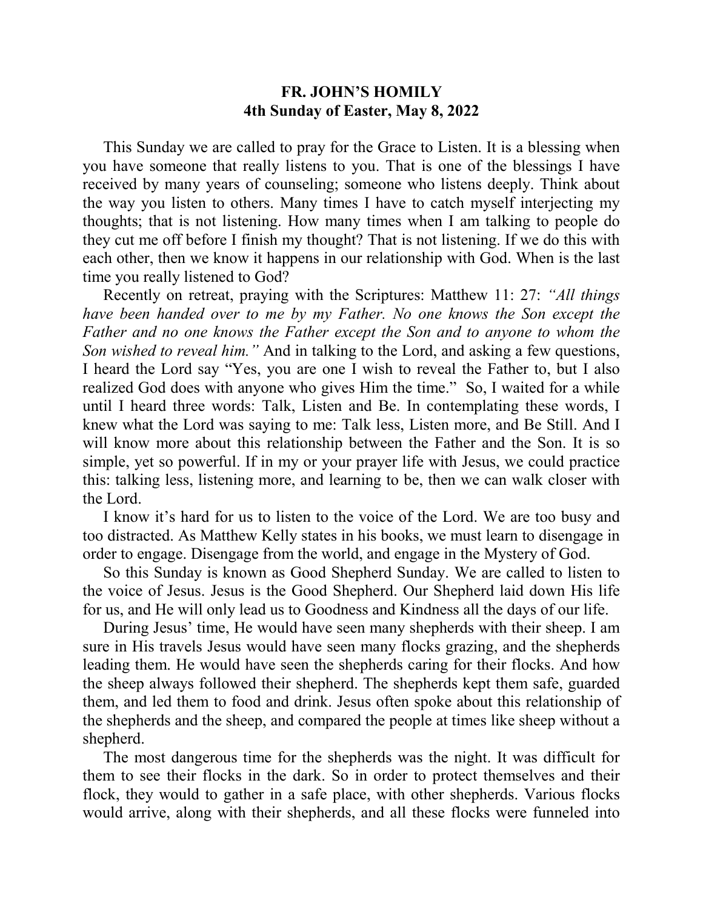# FR. JOHN'S HOMILY
## 4th Sunday of Easter, May 8, 2022

This Sunday we are called to pray for the Grace to Listen. It is a blessing when you have someone that really listens to you. That is one of the blessings I have received by many years of counseling; someone who listens deeply. Think about the way you listen to others. Many times I have to catch myself interjecting my thoughts; that is not listening. How many times when I am talking to people do they cut me off before I finish my thought? That is not listening. If we do this with each other, then we know it happens in our relationship with God. When is the last time you really listened to God?

Recently on retreat, praying with the Scriptures: Matthew 11: 27: *"All things have been handed over to me by my Father. No one knows the Son except the Father and no one knows the Father except the Son and to anyone to whom the Son wished to reveal him."* And in talking to the Lord, and asking a few questions, I heard the Lord say "Yes, you are one I wish to reveal the Father to, but I also realized God does with anyone who gives Him the time." So, I waited for a while until I heard three words: Talk, Listen and Be. In contemplating these words, I knew what the Lord was saying to me: Talk less, Listen more, and Be Still. And I will know more about this relationship between the Father and the Son. It is so simple, yet so powerful. If in my or your prayer life with Jesus, we could practice this: talking less, listening more, and learning to be, then we can walk closer with the Lord.

I know it's hard for us to listen to the voice of the Lord. We are too busy and too distracted. As Matthew Kelly states in his books, we must learn to disengage in order to engage. Disengage from the world, and engage in the Mystery of God.

So this Sunday is known as Good Shepherd Sunday. We are called to listen to the voice of Jesus. Jesus is the Good Shepherd. Our Shepherd laid down His life for us, and He will only lead us to Goodness and Kindness all the days of our life.

During Jesus' time, He would have seen many shepherds with their sheep. I am sure in His travels Jesus would have seen many flocks grazing, and the shepherds leading them. He would have seen the shepherds caring for their flocks. And how the sheep always followed their shepherd. The shepherds kept them safe, guarded them, and led them to food and drink. Jesus often spoke about this relationship of the shepherds and the sheep, and compared the people at times like sheep without a shepherd.

The most dangerous time for the shepherds was the night. It was difficult for them to see their flocks in the dark. So in order to protect themselves and their flock, they would to gather in a safe place, with other shepherds. Various flocks would arrive, along with their shepherds, and all these flocks were funneled into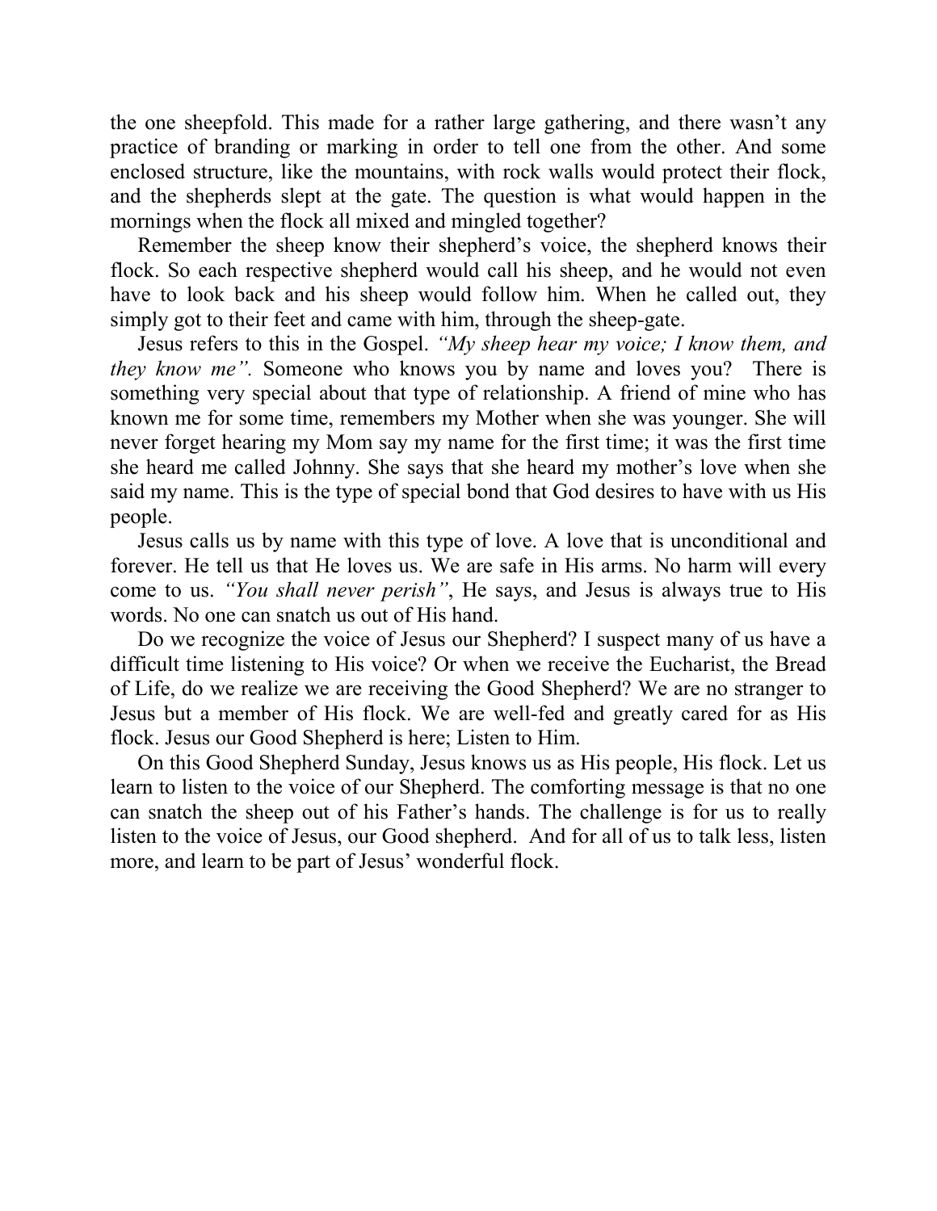the one sheepfold. This made for a rather large gathering, and there wasn't any practice of branding or marking in order to tell one from the other. And some enclosed structure, like the mountains, with rock walls would protect their flock, and the shepherds slept at the gate. The question is what would happen in the mornings when the flock all mixed and mingled together?

Remember the sheep know their shepherd's voice, the shepherd knows their flock. So each respective shepherd would call his sheep, and he would not even have to look back and his sheep would follow him. When he called out, they simply got to their feet and came with him, through the sheep-gate.

Jesus refers to this in the Gospel. *"My sheep hear my voice; I know them, and they know me"*. Someone who knows you by name and loves you? There is something very special about that type of relationship. A friend of mine who has known me for some time, remembers my Mother when she was younger. She will never forget hearing my Mom say my name for the first time; it was the first time she heard me called Johnny. She says that she heard my mother's love when she said my name. This is the type of special bond that God desires to have with us His people.

Jesus calls us by name with this type of love. A love that is unconditional and forever. He tell us that He loves us. We are safe in His arms. No harm will every come to us. *"You shall never perish"*, He says, and Jesus is always true to His words. No one can snatch us out of His hand.

Do we recognize the voice of Jesus our Shepherd? I suspect many of us have a difficult time listening to His voice? Or when we receive the Eucharist, the Bread of Life, do we realize we are receiving the Good Shepherd? We are no stranger to Jesus but a member of His flock. We are well-fed and greatly cared for as His flock. Jesus our Good Shepherd is here; Listen to Him.

On this Good Shepherd Sunday, Jesus knows us as His people, His flock. Let us learn to listen to the voice of our Shepherd. The comforting message is that no one can snatch the sheep out of his Father's hands. The challenge is for us to really listen to the voice of Jesus, our Good shepherd. And for all of us to talk less, listen more, and learn to be part of Jesus' wonderful flock.